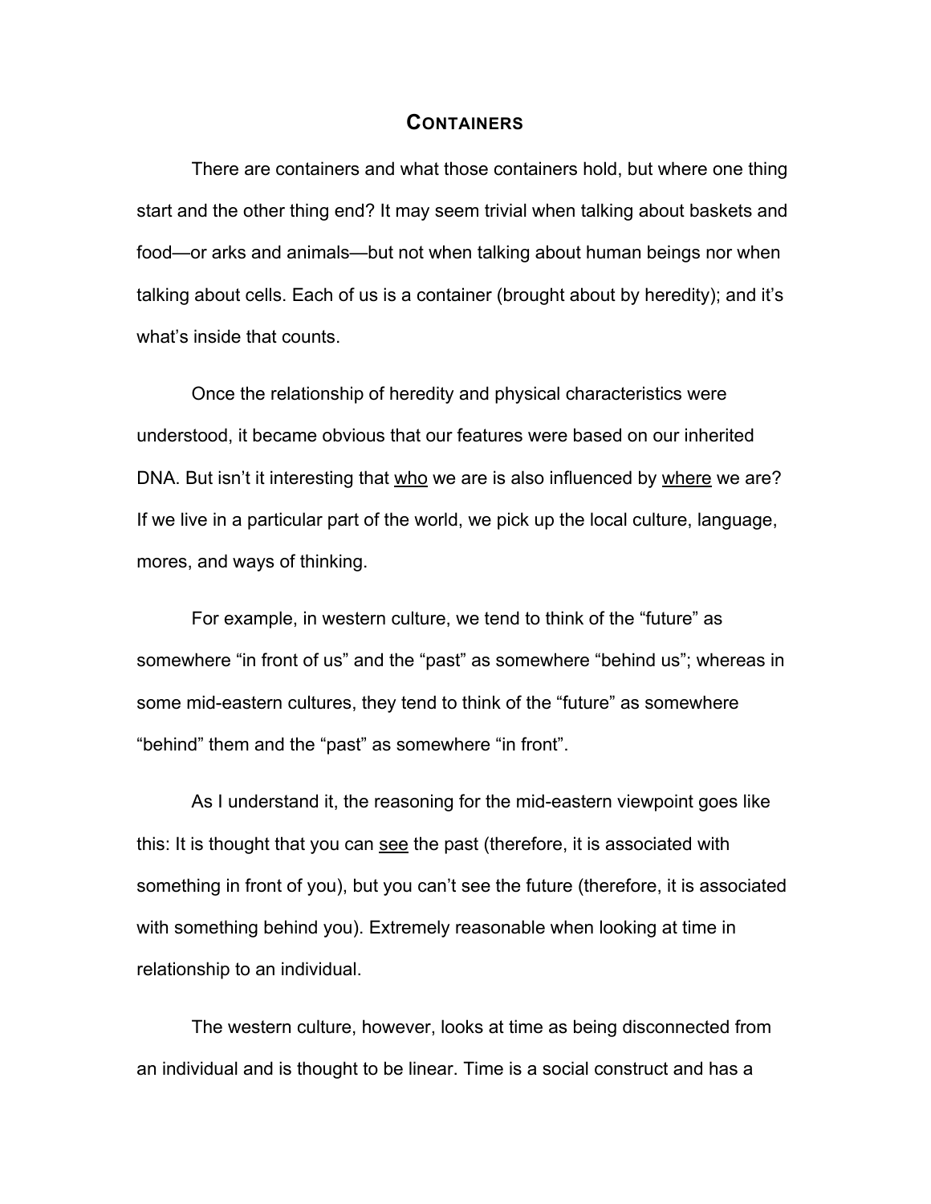# Containers

There are containers and what those containers hold, but where one thing start and the other thing end? It may seem trivial when talking about baskets and food—or arks and animals—but not when talking about human beings nor when talking about cells. Each of us is a container (brought about by heredity); and it's what's inside that counts.

Once the relationship of heredity and physical characteristics were understood, it became obvious that our features were based on our inherited DNA. But isn't it interesting that <u>who</u> we are is also influenced by <u>where</u> we are? If we live in a particular part of the world, we pick up the local culture, language, mores, and ways of thinking.

For example, in western culture, we tend to think of the "future" as somewhere "in front of us" and the "past" as somewhere "behind us"; whereas in some mid-eastern cultures, they tend to think of the "future" as somewhere "behind" them and the "past" as somewhere "in front".

As I understand it, the reasoning for the mid-eastern viewpoint goes like this: It is thought that you can <u>see</u> the past (therefore, it is associated with something in front of you), but you can't see the future (therefore, it is associated with something behind you). Extremely reasonable when looking at time in relationship to an individual.

The western culture, however, looks at time as being disconnected from an individual and is thought to be linear. Time is a social construct and has a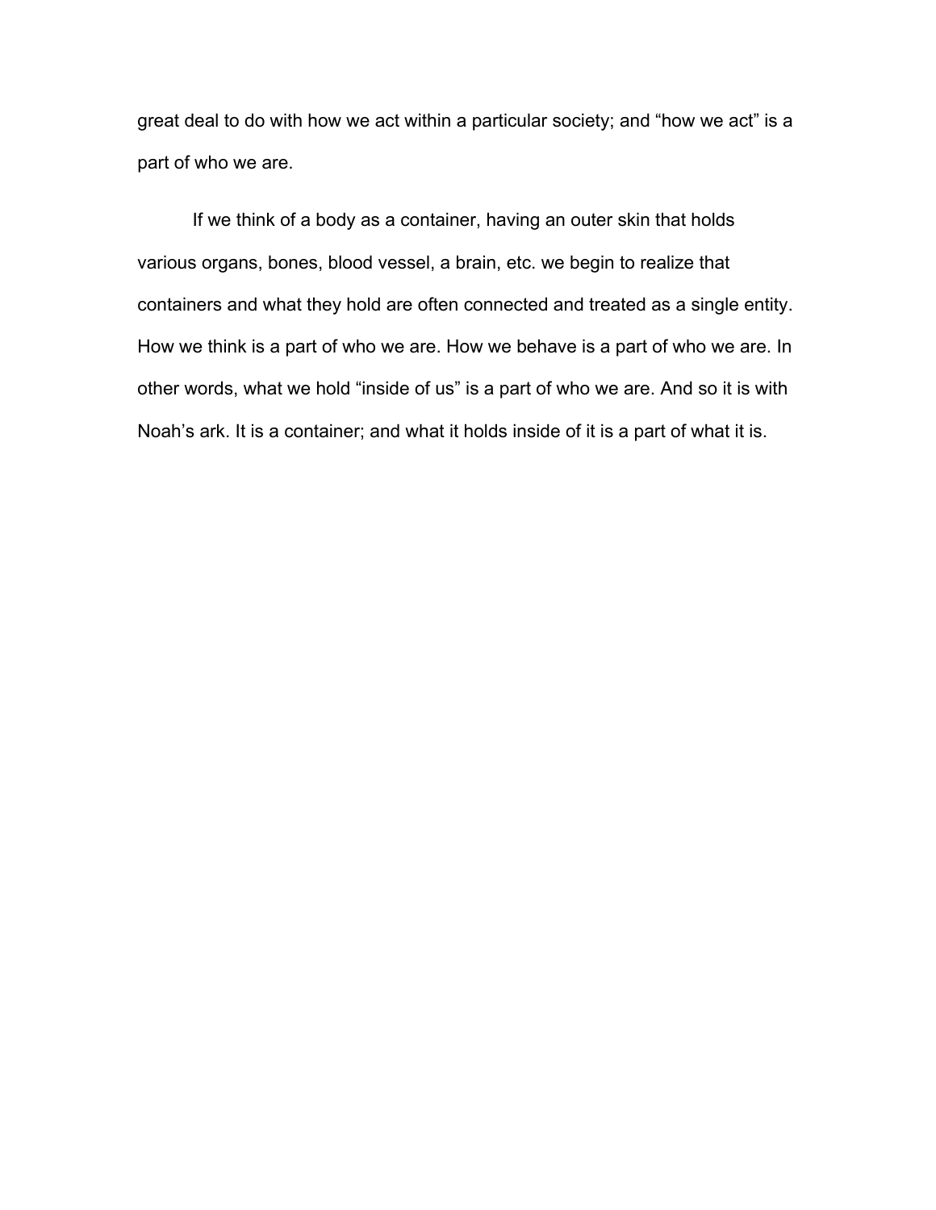great deal to do with how we act within a particular society; and “how we act” is a part of who we are.

If we think of a body as a container, having an outer skin that holds various organs, bones, blood vessel, a brain, etc. we begin to realize that containers and what they hold are often connected and treated as a single entity. How we think is a part of who we are. How we behave is a part of who we are. In other words, what we hold “inside of us” is a part of who we are. And so it is with Noah’s ark. It is a container; and what it holds inside of it is a part of what it is.